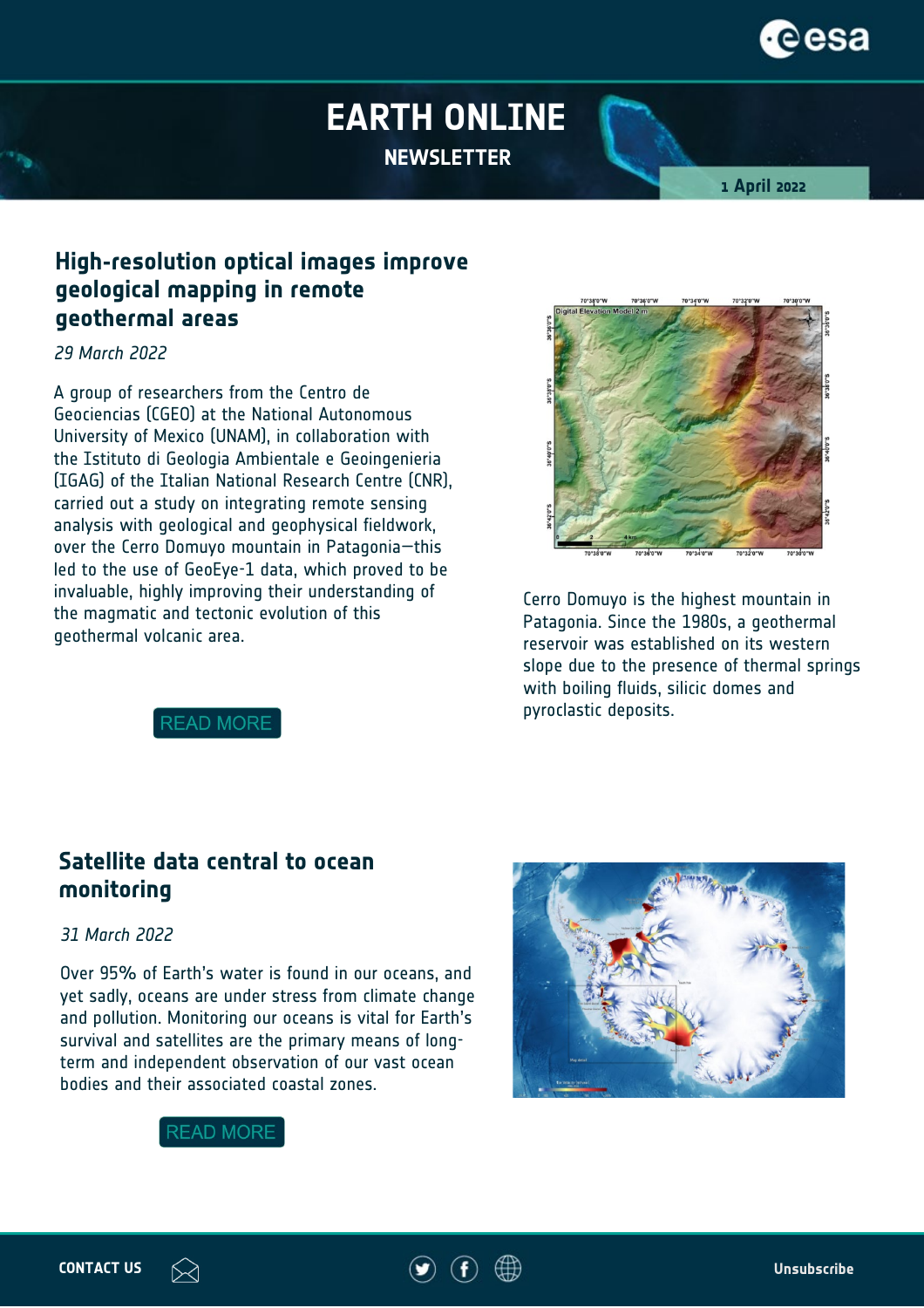# EARTH ONLINE

NEWSLETTER

1 April 2022

## High-resolution optical images improve geological mapping in remote geothermal areas

*29 March 2022*

A group of researchers from the Centro de Geociencias (CGEO) at the National Autonomous University of Mexico (UNAM), in collaboration with the Istituto di Geologia Ambientale e Geoingenieria (IGAG) of the Italian National Research Centre (CNR), carried out a study on integrating remote sensing analysis with geological and geophysical fieldwork, over the Cerro Domuyo mountain in Patagonia—this led to the use of GeoEye-1 data, which proved to be invaluable, highly improving their understanding of the magmatic and tectonic evolution of this geothermal volcanic area.

Cerro Domuyo is the highest mountain in Patagonia. Since the 1980s, a geothermal reservoir was established on its western slope due to the presence of thermal springs with boiling fluids, silicic domes and pyroclastic deposits.

READ MORE

## Satellite data central to ocean monitoring

*31 March 2022*

Over 95% of Earth's water is found in our oceans, and yet sadly, oceans are under stress from climate change and pollution. Monitoring our oceans is vital for Earth's survival and satellites are the primary means of long-term and independent observation of our vast ocean bodies and their associated coastal zones.

READ MORE

CONTACT US

Unsubscribe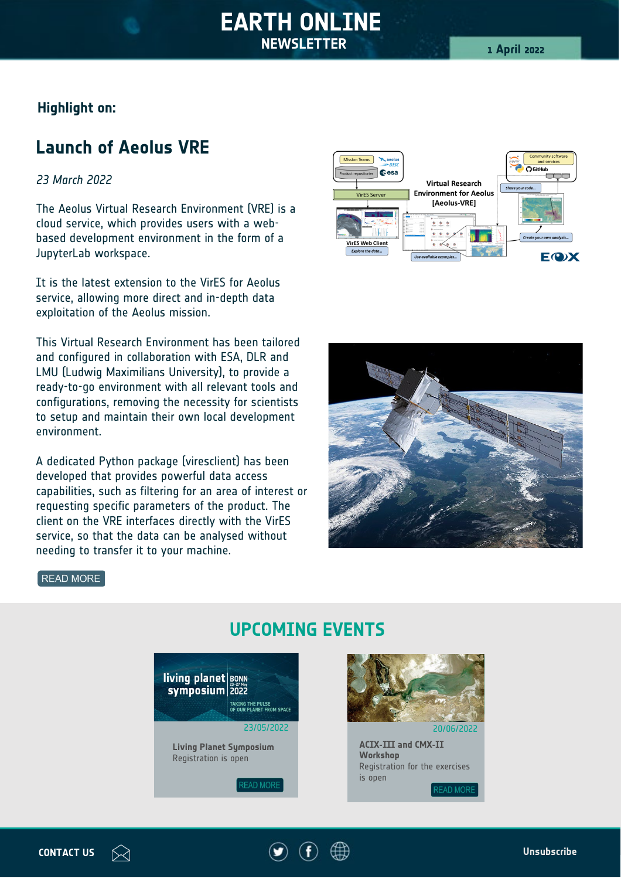# EARTH ONLINE
## NEWSLETTER

1 April 2022

### Highlight on:

## Launch of Aeolus VRE

*23 March 2022*

The Aeolus Virtual Research Environment (VRE) is a cloud service, which provides users with a web-based development environment in the form of a JupyterLab workspace.

It is the latest extension to the VirES for Aeolus service, allowing more direct and in-depth data exploitation of the Aeolus mission.

This Virtual Research Environment has been tailored and configured in collaboration with ESA, DLR and LMU (Ludwig Maximilians University), to provide a ready-to-go environment with all relevant tools and configurations, removing the necessity for scientists to setup and maintain their own local development environment.

A dedicated Python package (viresclient) has been developed that provides powerful data access capabilities, such as filtering for an area of interest or requesting specific parameters of the product. The client on the VRE interfaces directly with the VirES service, so that the data can be analysed without needing to transfer it to your machine.

READ MORE

## UPCOMING EVENTS

23/05/2022

**Living Planet Symposium**
Registration is open

READ MORE

20/06/2022

**ACIX-III and CMX-II Workshop**
Registration for the exercises is open

READ MORE

CONTACT US

Unsubscribe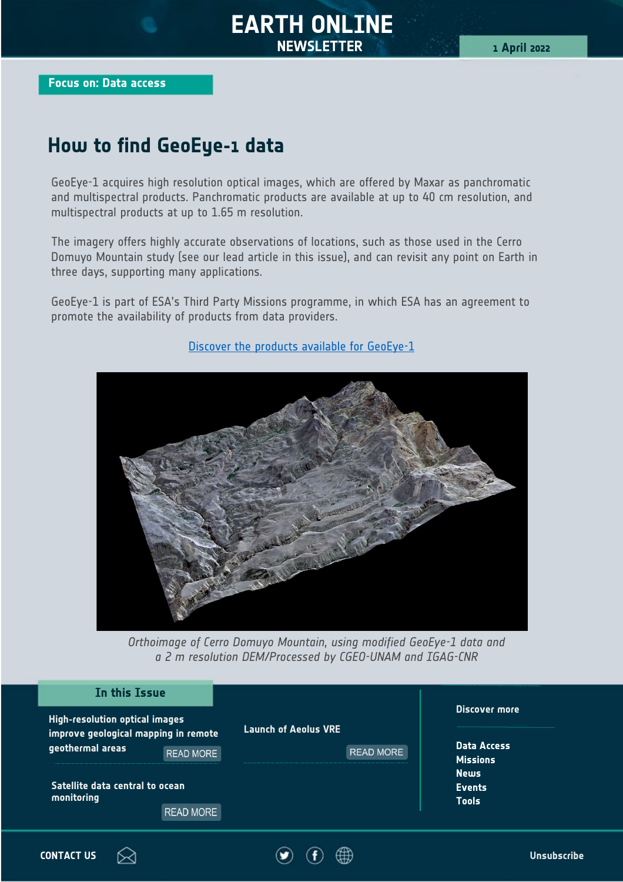# EARTH ONLINE
## NEWSLETTER

1 April 2022

**Focus on: Data access**

## How to find GeoEye-1 data

GeoEye-1 acquires high resolution optical images, which are offered by Maxar as panchromatic and multispectral products. Panchromatic products are available at up to 40 cm resolution, and multispectral products at up to 1.65 m resolution.

The imagery offers highly accurate observations of locations, such as those used in the Cerro Domuyo Mountain study (see our lead article in this issue), and can revisit any point on Earth in three days, supporting many applications.

GeoEye-1 is part of ESA's Third Party Missions programme, in which ESA has an agreement to promote the availability of products from data providers.

Discover the products available for GeoEye-1

*Orthoimage of Cerro Domuyo Mountain, using modified GeoEye-1 data and a 2 m resolution DEM/Processed by CGEO-UNAM and IGAG-CNR*

### In this Issue

**High-resolution optical images improve geological mapping in remote geothermal areas**
READ MORE

**Launch of Aeolus VRE**
READ MORE

**Satellite data central to ocean monitoring**
READ MORE

**Discover more**

- Data Access
- Missions
- News
- Events
- Tools

CONTACT US

Unsubscribe